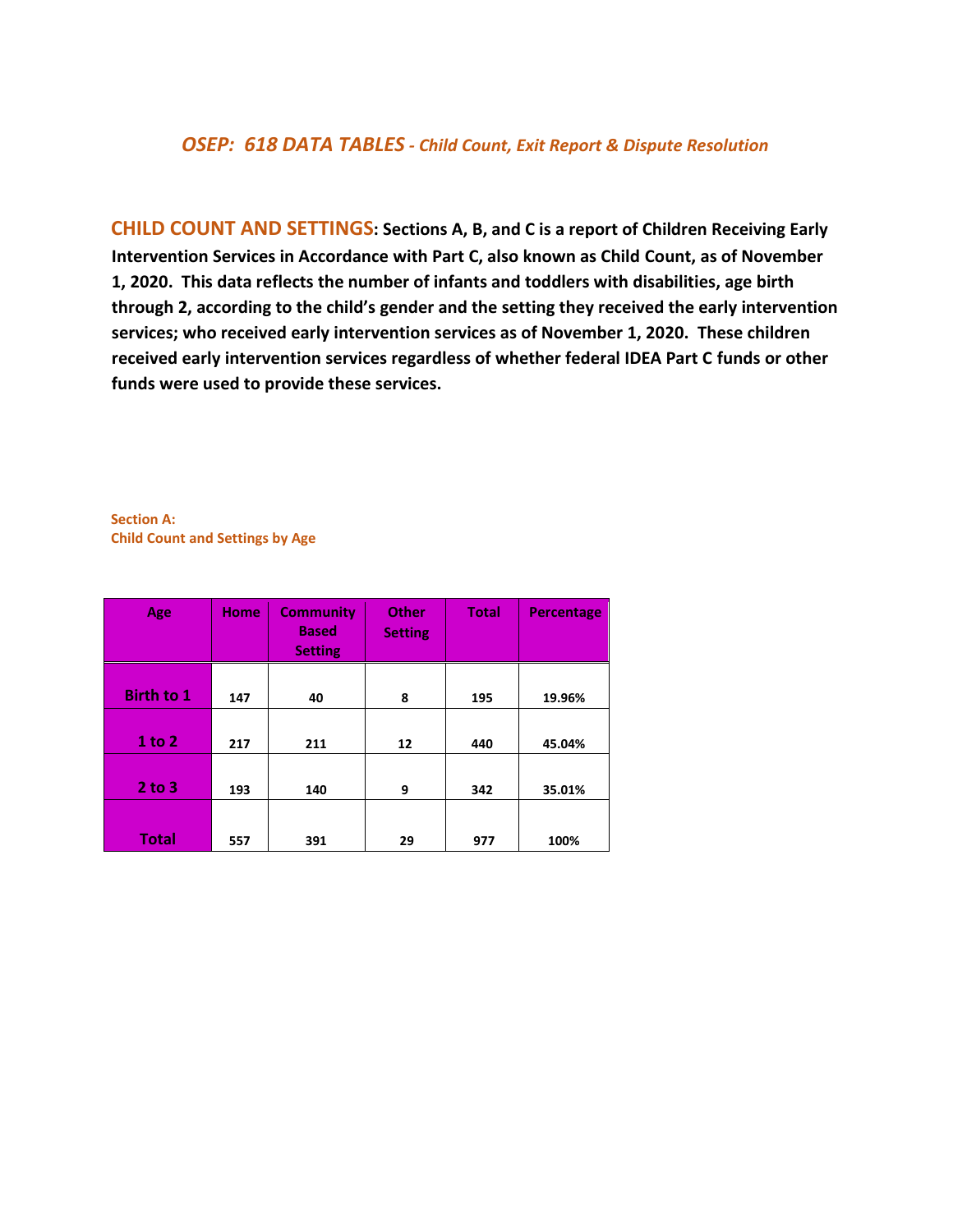# *OSEP: 618 DATA TABLES - Child Count, Exit Report & Dispute Resolution*

**CHILD COUNT AND SETTINGS: Sections A, B, and C is a report of Children Receiving Early Intervention Services in Accordance with Part C, also known as Child Count, as of November 1, 2020. This data reflects the number of infants and toddlers with disabilities, age birth through 2, according to the child's gender and the setting they received the early intervention services; who received early intervention services as of November 1, 2020. These children received early intervention services regardless of whether federal IDEA Part C funds or other funds were used to provide these services.**

**Section A:**
**Child Count and Settings by Age**

| Age | Home | Community Based Setting | Other Setting | Total | Percentage |
|---|---|---|---|---|---|
| Birth to 1 | 147 | 40 | 8 | 195 | 19.96% |
| 1 to 2 | 217 | 211 | 12 | 440 | 45.04% |
| 2 to 3 | 193 | 140 | 9 | 342 | 35.01% |
| Total | 557 | 391 | 29 | 977 | 100% |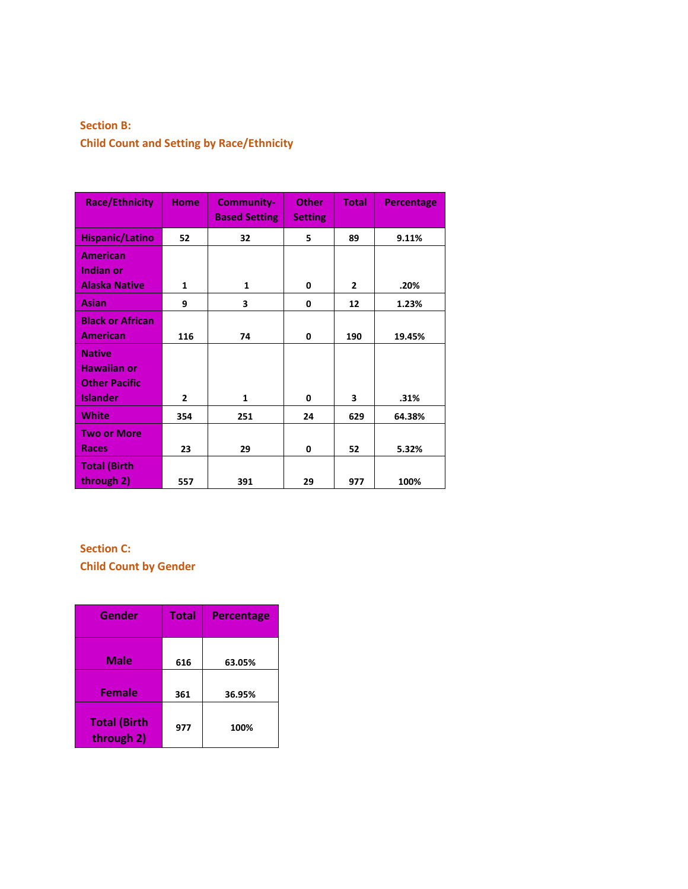## Section B:
## Child Count and Setting by Race/Ethnicity

| Race/Ethnicity | Home | Community-Based Setting | Other Setting | Total | Percentage |
|---|---|---|---|---|---|
| Hispanic/Latino | 52 | 32 | 5 | 89 | 9.11% |
| American Indian or Alaska Native | 1 | 1 | 0 | 2 | .20% |
| Asian | 9 | 3 | 0 | 12 | 1.23% |
| Black or African American | 116 | 74 | 0 | 190 | 19.45% |
| Native Hawaiian or Other Pacific Islander | 2 | 1 | 0 | 3 | .31% |
| White | 354 | 251 | 24 | 629 | 64.38% |
| Two or More Races | 23 | 29 | 0 | 52 | 5.32% |
| Total (Birth through 2) | 557 | 391 | 29 | 977 | 100% |

## Section C:
## Child Count by Gender

| Gender | Total | Percentage |
|---|---|---|
| Male | 616 | 63.05% |
| Female | 361 | 36.95% |
| Total (Birth through 2) | 977 | 100% |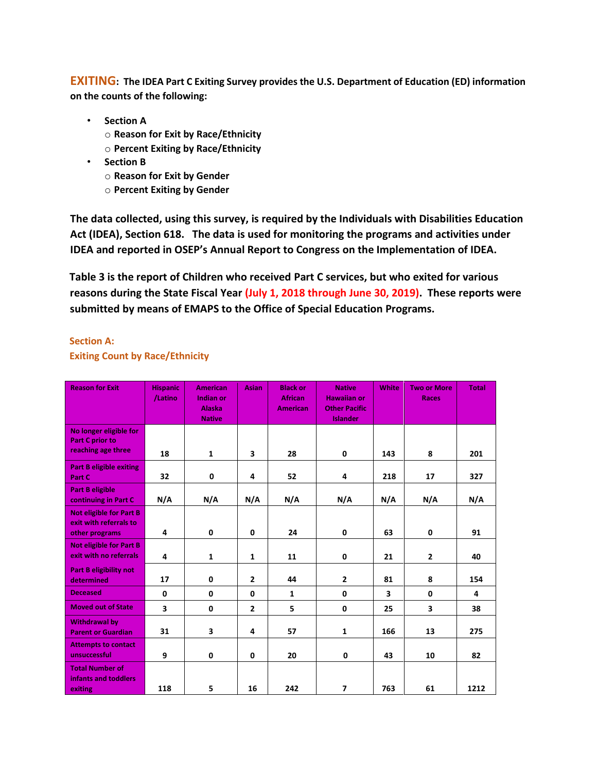**EXITING: The IDEA Part C Exiting Survey provides the U.S. Department of Education (ED) information on the counts of the following:**

- **Section A**
  - **Reason for Exit by Race/Ethnicity**
  - **Percent Exiting by Race/Ethnicity**
- **Section B**
  - **Reason for Exit by Gender**
  - **Percent Exiting by Gender**

**The data collected, using this survey, is required by the Individuals with Disabilities Education Act (IDEA), Section 618. The data is used for monitoring the programs and activities under IDEA and reported in OSEP's Annual Report to Congress on the Implementation of IDEA.**

**Table 3 is the report of Children who received Part C services, but who exited for various reasons during the State Fiscal Year (July 1, 2018 through June 30, 2019). These reports were submitted by means of EMAPS to the Office of Special Education Programs.**

### Section A:
### Exiting Count by Race/Ethnicity

| Reason for Exit | Hispanic /Latino | American Indian or Alaska Native | Asian | Black or African American | Native Hawaiian or Other Pacific Islander | White | Two or More Races | Total |
|---|---|---|---|---|---|---|---|---|
| No longer eligible for Part C prior to reaching age three | 18 | 1 | 3 | 28 | 0 | 143 | 8 | 201 |
| Part B eligible exiting Part C | 32 | 0 | 4 | 52 | 4 | 218 | 17 | 327 |
| Part B eligible continuing in Part C | N/A | N/A | N/A | N/A | N/A | N/A | N/A | N/A |
| Not eligible for Part B exit with referrals to other programs | 4 | 0 | 0 | 24 | 0 | 63 | 0 | 91 |
| Not eligible for Part B exit with no referrals | 4 | 1 | 1 | 11 | 0 | 21 | 2 | 40 |
| Part B eligibility not determined | 17 | 0 | 2 | 44 | 2 | 81 | 8 | 154 |
| Deceased | 0 | 0 | 0 | 1 | 0 | 3 | 0 | 4 |
| Moved out of State | 3 | 0 | 2 | 5 | 0 | 25 | 3 | 38 |
| Withdrawal by Parent or Guardian | 31 | 3 | 4 | 57 | 1 | 166 | 13 | 275 |
| Attempts to contact unsuccessful | 9 | 0 | 0 | 20 | 0 | 43 | 10 | 82 |
| Total Number of infants and toddlers exiting | 118 | 5 | 16 | 242 | 7 | 763 | 61 | 1212 |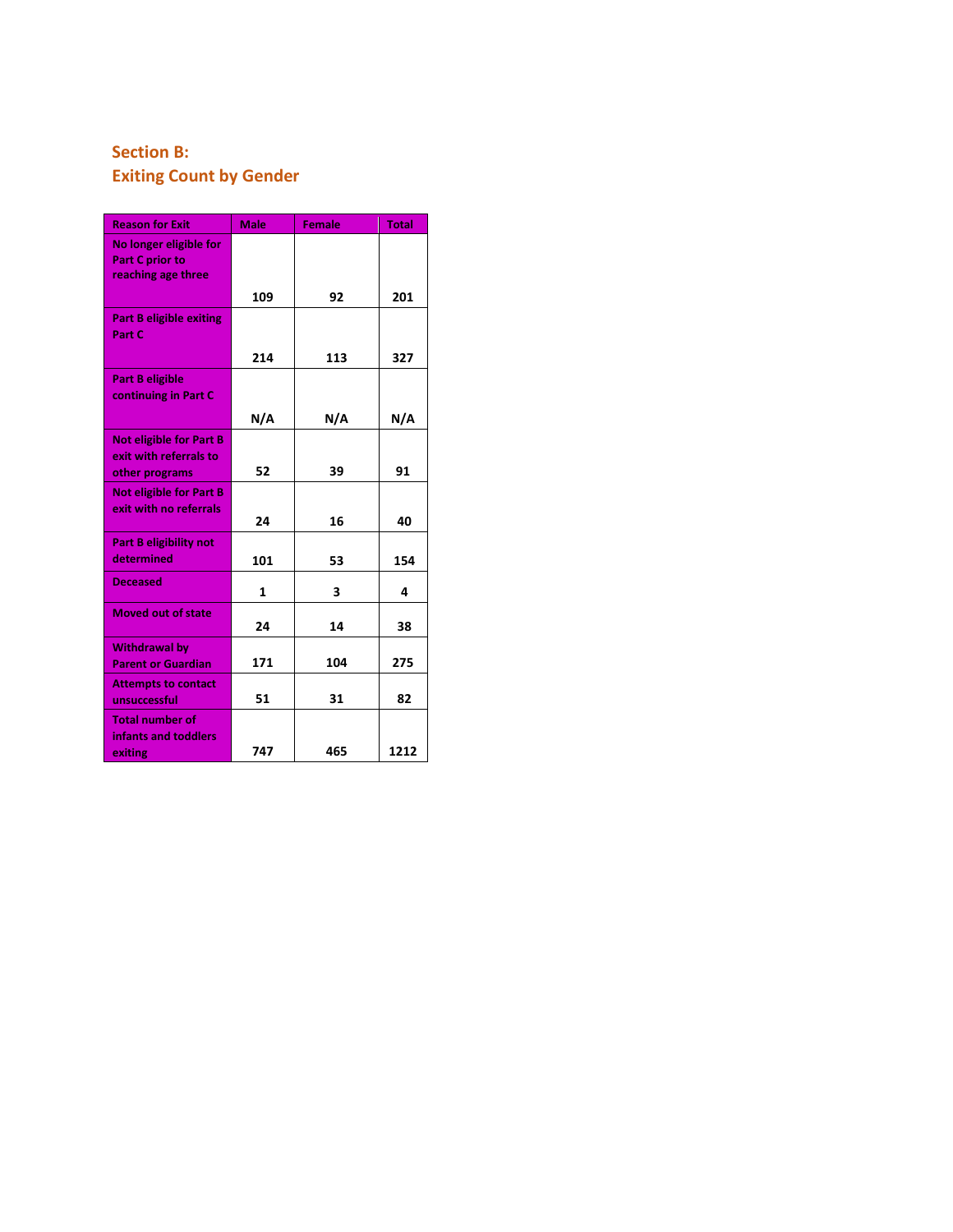## Section B:
## Exiting Count by Gender

| Reason for Exit | Male | Female | Total |
| --- | --- | --- | --- |
| No longer eligible for Part C prior to reaching age three | 109 | 92 | 201 |
| Part B eligible exiting Part C | 214 | 113 | 327 |
| Part B eligible continuing in Part C | N/A | N/A | N/A |
| Not eligible for Part B exit with referrals to other programs | 52 | 39 | 91 |
| Not eligible for Part B exit with no referrals | 24 | 16 | 40 |
| Part B eligibility not determined | 101 | 53 | 154 |
| Deceased | 1 | 3 | 4 |
| Moved out of state | 24 | 14 | 38 |
| Withdrawal by Parent or Guardian | 171 | 104 | 275 |
| Attempts to contact unsuccessful | 51 | 31 | 82 |
| Total number of infants and toddlers exiting | 747 | 465 | 1212 |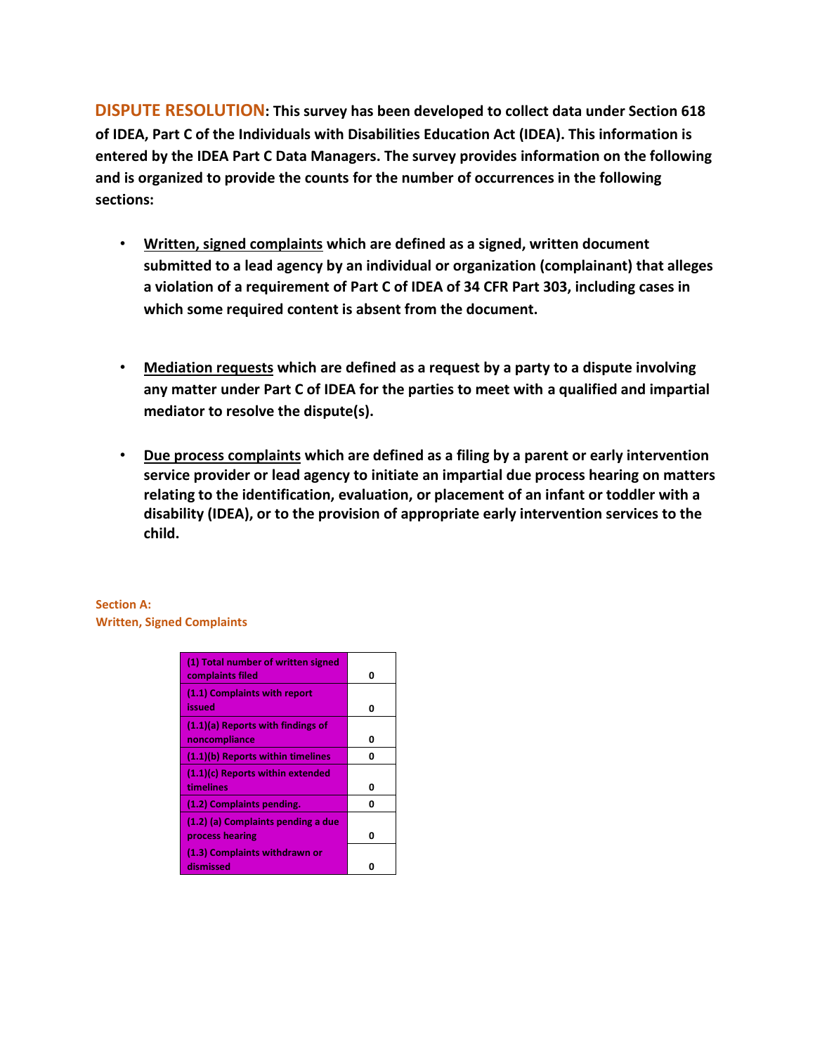**DISPUTE RESOLUTION: This survey has been developed to collect data under Section 618 of IDEA, Part C of the Individuals with Disabilities Education Act (IDEA). This information is entered by the IDEA Part C Data Managers. The survey provides information on the following and is organized to provide the counts for the number of occurrences in the following sections:**

- **Written, signed complaints which are defined as a signed, written document submitted to a lead agency by an individual or organization (complainant) that alleges a violation of a requirement of Part C of IDEA of 34 CFR Part 303, including cases in which some required content is absent from the document.**

- **Mediation requests which are defined as a request by a party to a dispute involving any matter under Part C of IDEA for the parties to meet with a qualified and impartial mediator to resolve the dispute(s).**

- **Due process complaints which are defined as a filing by a parent or early intervention service provider or lead agency to initiate an impartial due process hearing on matters relating to the identification, evaluation, or placement of an infant or toddler with a disability (IDEA), or to the provision of appropriate early intervention services to the child.**

**Section A:**
**Written, Signed Complaints**

| | |
|---|---|
| (1) Total number of written signed complaints filed | 0 |
| (1.1) Complaints with report issued | 0 |
| (1.1)(a) Reports with findings of noncompliance | 0 |
| (1.1)(b) Reports within timelines | 0 |
| (1.1)(c) Reports within extended timelines | 0 |
| (1.2) Complaints pending. | 0 |
| (1.2) (a) Complaints pending a due process hearing | 0 |
| (1.3) Complaints withdrawn or dismissed | 0 |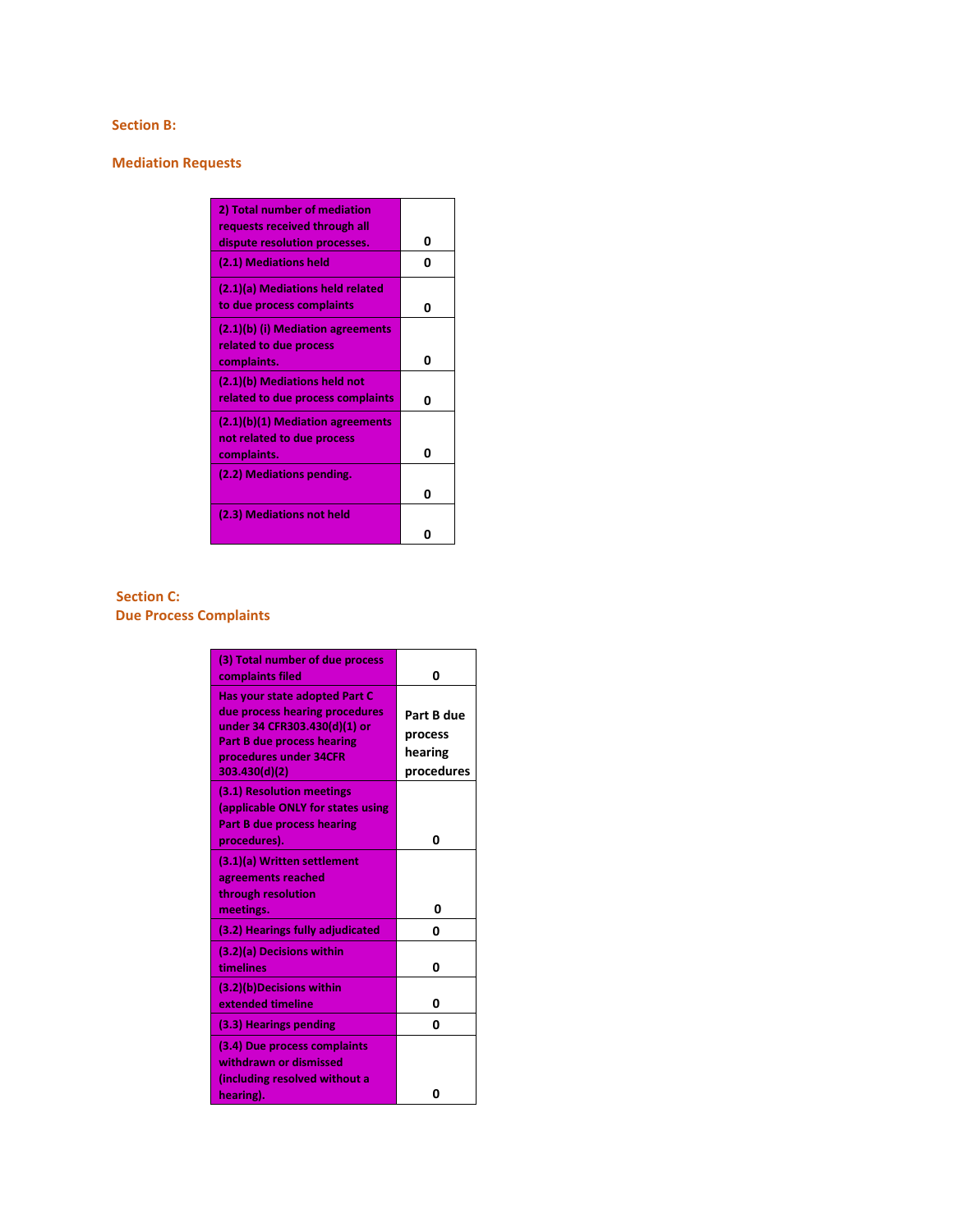## Section B:

## Mediation Requests

| | |
|---|---|
| 2) Total number of mediation requests received through all dispute resolution processes. | 0 |
| (2.1) Mediations held | 0 |
| (2.1)(a) Mediations held related to due process complaints | 0 |
| (2.1)(b) (i) Mediation agreements related to due process complaints. | 0 |
| (2.1)(b) Mediations held not related to due process complaints | 0 |
| (2.1)(b)(1) Mediation agreements not related to due process complaints. | 0 |
| (2.2) Mediations pending. | 0 |
| (2.3) Mediations not held | 0 |

## Section C:

## Due Process Complaints

| | |
|---|---|
| (3) Total number of due process complaints filed | 0 |
| Has your state adopted Part C due process hearing procedures under 34 CFR303.430(d)(1) or Part B due process hearing procedures under 34CFR 303.430(d)(2) | Part B due process hearing procedures |
| (3.1) Resolution meetings (applicable ONLY for states using Part B due process hearing procedures). | 0 |
| (3.1)(a) Written settlement agreements reached through resolution meetings. | 0 |
| (3.2) Hearings fully adjudicated | 0 |
| (3.2)(a) Decisions within timelines | 0 |
| (3.2)(b)Decisions within extended timeline | 0 |
| (3.3) Hearings pending | 0 |
| (3.4) Due process complaints withdrawn or dismissed (including resolved without a hearing). | 0 |